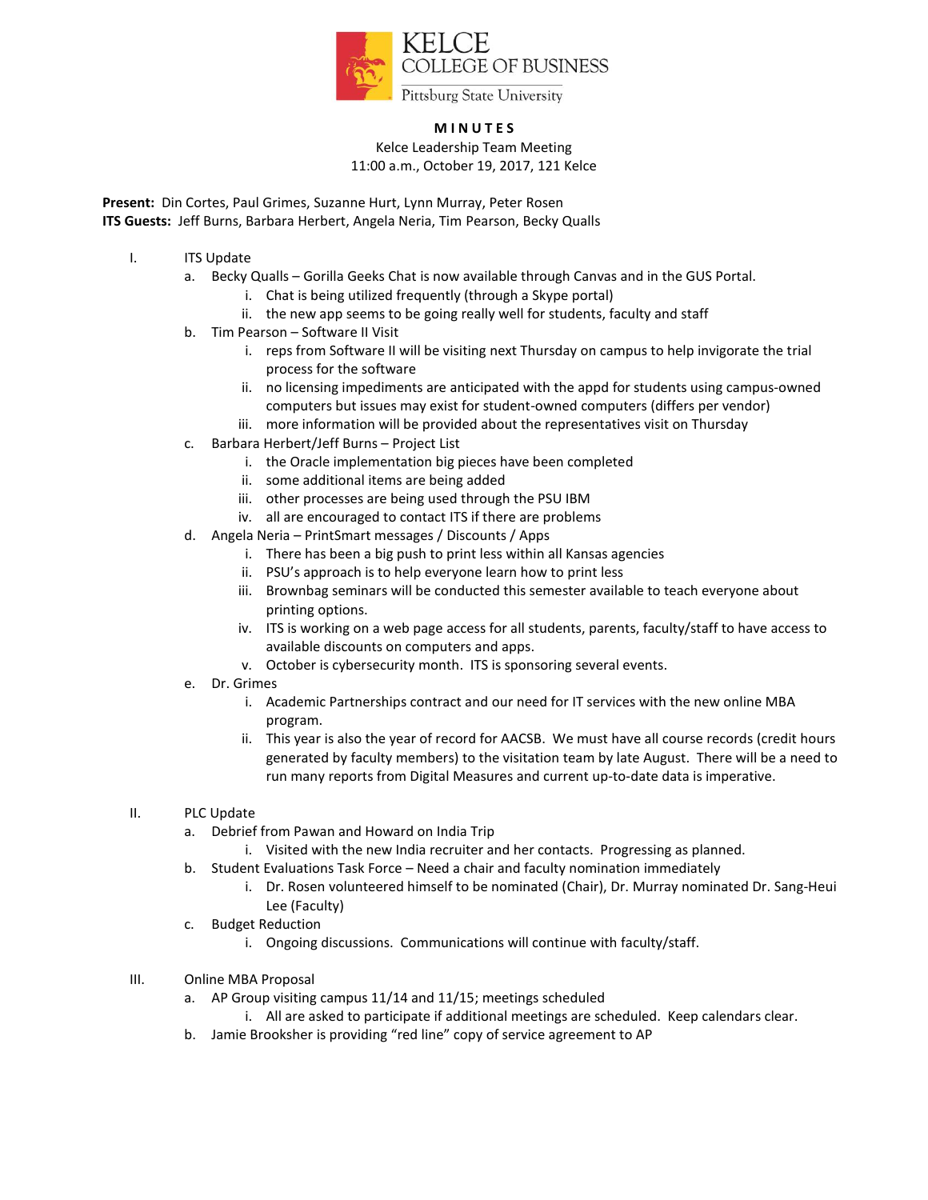KELCE
COLLEGE OF BUSINESS
Pittsburg State University

# MINUTES

Kelce Leadership Team Meeting
11:00 a.m., October 19, 2017, 121 Kelce

**Present:** Din Cortes, Paul Grimes, Suzanne Hurt, Lynn Murray, Peter Rosen
**ITS Guests:** Jeff Burns, Barbara Herbert, Angela Neria, Tim Pearson, Becky Qualls

I. ITS Update
   a. Becky Qualls – Gorilla Geeks Chat is now available through Canvas and in the GUS Portal.
      i. Chat is being utilized frequently (through a Skype portal)
      ii. the new app seems to be going really well for students, faculty and staff
   b. Tim Pearson – Software II Visit
      i. reps from Software II will be visiting next Thursday on campus to help invigorate the trial process for the software
      ii. no licensing impediments are anticipated with the appd for students using campus-owned computers but issues may exist for student-owned computers (differs per vendor)
      iii. more information will be provided about the representatives visit on Thursday
   c. Barbara Herbert/Jeff Burns – Project List
      i. the Oracle implementation big pieces have been completed
      ii. some additional items are being added
      iii. other processes are being used through the PSU IBM
      iv. all are encouraged to contact ITS if there are problems
   d. Angela Neria – PrintSmart messages / Discounts / Apps
      i. There has been a big push to print less within all Kansas agencies
      ii. PSU's approach is to help everyone learn how to print less
      iii. Brownbag seminars will be conducted this semester available to teach everyone about printing options.
      iv. ITS is working on a web page access for all students, parents, faculty/staff to have access to available discounts on computers and apps.
      v. October is cybersecurity month. ITS is sponsoring several events.
   e. Dr. Grimes
      i. Academic Partnerships contract and our need for IT services with the new online MBA program.
      ii. This year is also the year of record for AACSB. We must have all course records (credit hours generated by faculty members) to the visitation team by late August. There will be a need to run many reports from Digital Measures and current up-to-date data is imperative.

II. PLC Update
   a. Debrief from Pawan and Howard on India Trip
      i. Visited with the new India recruiter and her contacts. Progressing as planned.
   b. Student Evaluations Task Force – Need a chair and faculty nomination immediately
      i. Dr. Rosen volunteered himself to be nominated (Chair), Dr. Murray nominated Dr. Sang-Heui Lee (Faculty)
   c. Budget Reduction
      i. Ongoing discussions. Communications will continue with faculty/staff.

III. Online MBA Proposal
   a. AP Group visiting campus 11/14 and 11/15; meetings scheduled
      i. All are asked to participate if additional meetings are scheduled. Keep calendars clear.
   b. Jamie Brooksher is providing "red line" copy of service agreement to AP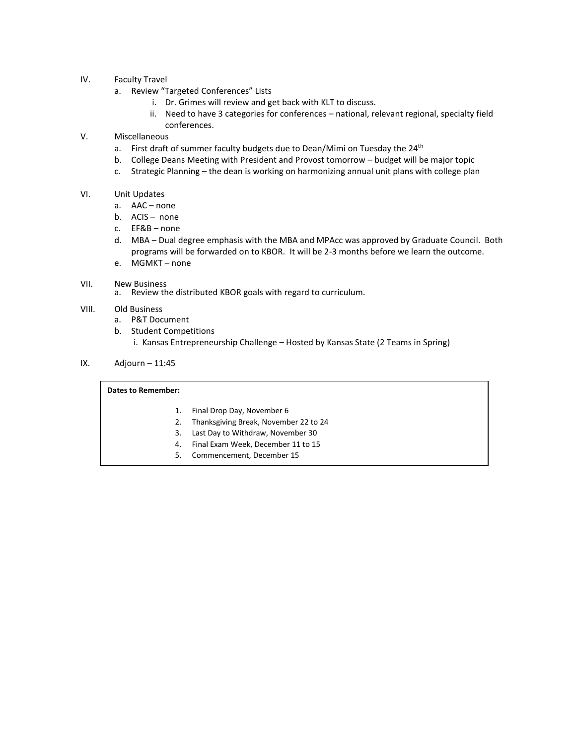IV. Faculty Travel
   a. Review "Targeted Conferences" Lists
      i. Dr. Grimes will review and get back with KLT to discuss.
      ii. Need to have 3 categories for conferences – national, relevant regional, specialty field conferences.

V. Miscellaneous
   a. First draft of summer faculty budgets due to Dean/Mimi on Tuesday the 24th
   b. College Deans Meeting with President and Provost tomorrow – budget will be major topic
   c. Strategic Planning – the dean is working on harmonizing annual unit plans with college plan

VI. Unit Updates
   a. AAC – none
   b. ACIS – none
   c. EF&B – none
   d. MBA – Dual degree emphasis with the MBA and MPAcc was approved by Graduate Council. Both programs will be forwarded on to KBOR. It will be 2-3 months before we learn the outcome.
   e. MGMKT – none

VII. New Business
   a. Review the distributed KBOR goals with regard to curriculum.

VIII. Old Business
   a. P&T Document
   b. Student Competitions
      i. Kansas Entrepreneurship Challenge – Hosted by Kansas State (2 Teams in Spring)

IX. Adjourn – 11:45

**Dates to Remember:**

1. Final Drop Day, November 6
2. Thanksgiving Break, November 22 to 24
3. Last Day to Withdraw, November 30
4. Final Exam Week, December 11 to 15
5. Commencement, December 15